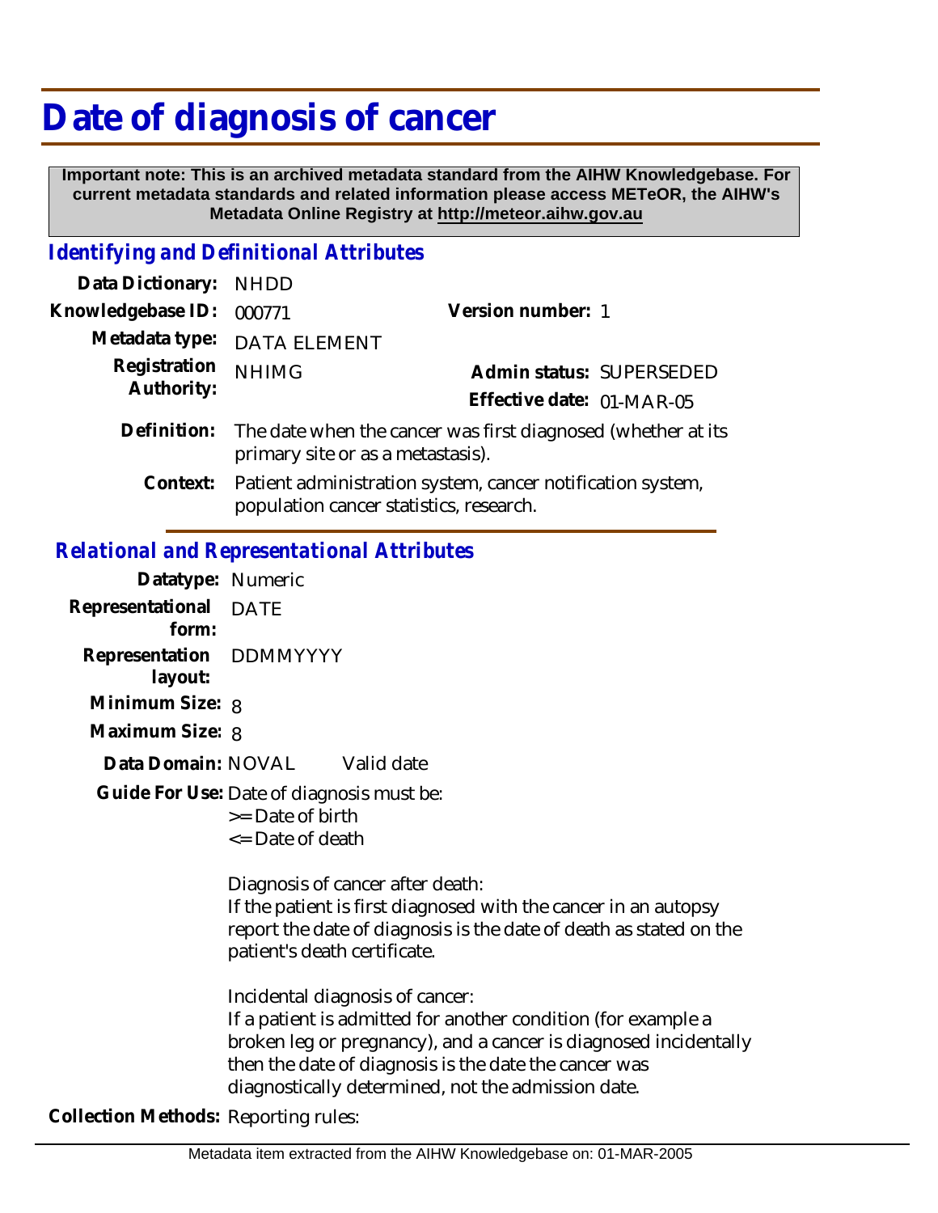# Date of diagnosis of cancer

**Important note: This is an archived metadata standard from the AIHW Knowledgebase. For current metadata standards and related information please access METeOR, the AIHW's Metadata Online Registry at http://meteor.aihw.gov.au**

## *Identifying and Definitional Attributes*

**Data Dictionary:** NHDD

**Knowledgebase ID:** 000771 **Version number:** 1

**Metadata type:** DATA ELEMENT

**Registration Authority:** NHIMG **Admin status:** SUPERSEDED

**Effective date:** 01-MAR-05

**Definition:** The date when the cancer was first diagnosed (whether at its primary site or as a metastasis).

**Context:** Patient administration system, cancer notification system, population cancer statistics, research.

## *Relational and Representational Attributes*

**Datatype:** Numeric

**Representational form:** DATE

**Representation layout:** DDMMYYYY

**Minimum Size:** 8

**Maximum Size:** 8

**Data Domain:** NOVAL Valid date

**Guide For Use:** Date of diagnosis must be:
>= Date of birth
<= Date of death

Diagnosis of cancer after death:
If the patient is first diagnosed with the cancer in an autopsy report the date of diagnosis is the date of death as stated on the patient's death certificate.

Incidental diagnosis of cancer:
If a patient is admitted for another condition (for example a broken leg or pregnancy), and a cancer is diagnosed incidentally then the date of diagnosis is the date the cancer was diagnostically determined, not the admission date.

**Collection Methods:** Reporting rules: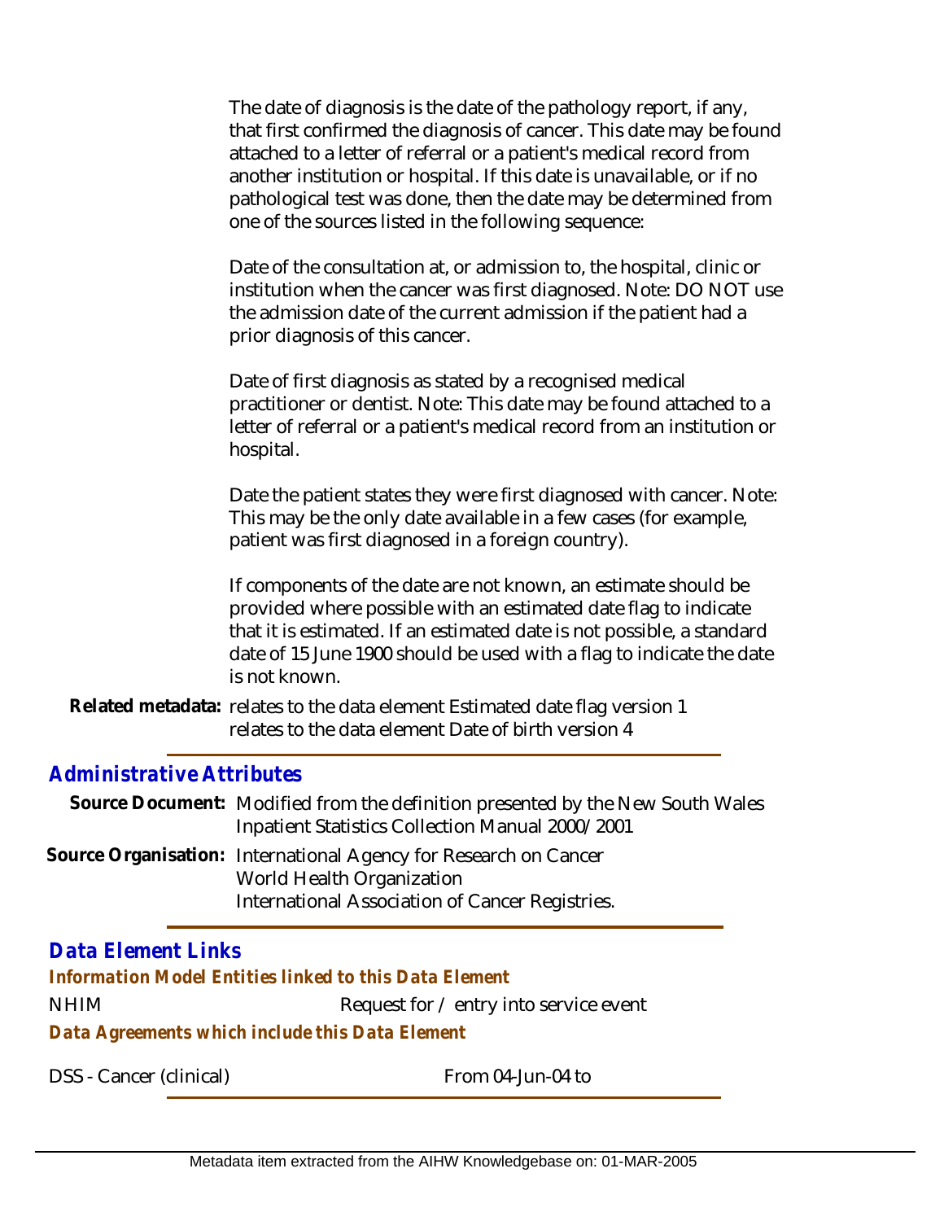The date of diagnosis is the date of the pathology report, if any, that first confirmed the diagnosis of cancer. This date may be found attached to a letter of referral or a patient's medical record from another institution or hospital. If this date is unavailable, or if no pathological test was done, then the date may be determined from one of the sources listed in the following sequence:

Date of the consultation at, or admission to, the hospital, clinic or institution when the cancer was first diagnosed. Note: DO NOT use the admission date of the current admission if the patient had a prior diagnosis of this cancer.

Date of first diagnosis as stated by a recognised medical practitioner or dentist. Note: This date may be found attached to a letter of referral or a patient's medical record from an institution or hospital.

Date the patient states they were first diagnosed with cancer. Note: This may be the only date available in a few cases (for example, patient was first diagnosed in a foreign country).

If components of the date are not known, an estimate should be provided where possible with an estimated date flag to indicate that it is estimated. If an estimated date is not possible, a standard date of 15 June 1900 should be used with a flag to indicate the date is not known.

**Related metadata:** relates to the data element Estimated date flag version 1
relates to the data element Date of birth version 4

## Administrative Attributes

**Source Document:** Modified from the definition presented by the New South Wales Inpatient Statistics Collection Manual 2000/2001

**Source Organisation:** International Agency for Research on Cancer
World Health Organization
International Association of Cancer Registries.

## Data Element Links

### Information Model Entities linked to this Data Element

| | |
|---|---|
| NHIM | Request for / entry into service event |

### Data Agreements which include this Data Element

| | |
|---|---|
| DSS - Cancer (clinical) | From 04-Jun-04 to |

Metadata item extracted from the AIHW Knowledgebase on: 01-MAR-2005